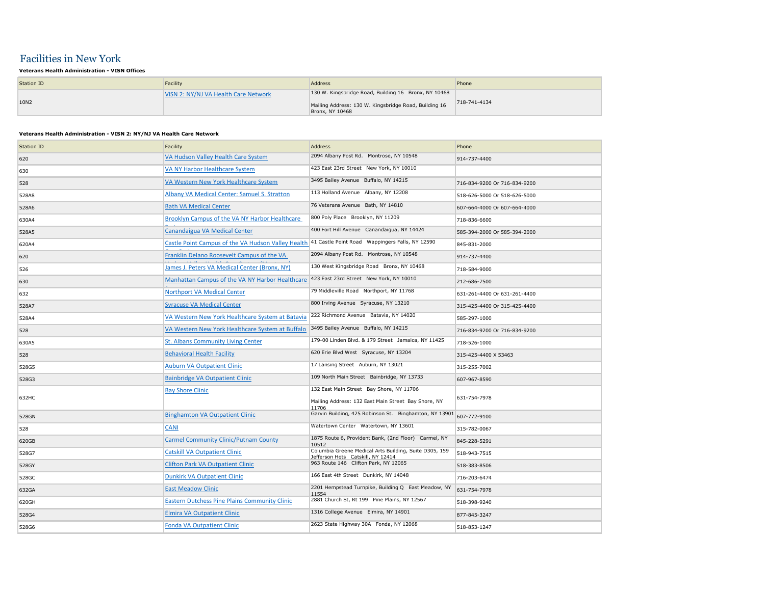# Facilities in New York

**Veterans Health Administration - VISN Offices**

| Station ID | Facility | Address | Phone |
|---|---|---|---|
| 10N2 | VISN 2: NY/NJ VA Health Care Network | 130 W. Kingsbridge Road, Building 16 Bronx, NY 10468<br><br>Mailing Address: 130 W. Kingsbridge Road, Building 16 Bronx, NY 10468 | 718-741-4134 |

**Veterans Health Administration - VISN 2: NY/NJ VA Health Care Network**

| Station ID | Facility | Address | Phone |
|---|---|---|---|
| 620 | VA Hudson Valley Health Care System | 2094 Albany Post Rd. Montrose, NY 10548 | 914-737-4400 |
| 630 | VA NY Harbor Healthcare System | 423 East 23rd Street New York, NY 10010 | |
| 528 | VA Western New York Healthcare System | 3495 Bailey Avenue Buffalo, NY 14215 | 716-834-9200 Or 716-834-9200 |
| 528A8 | Albany VA Medical Center: Samuel S. Stratton | 113 Holland Avenue Albany, NY 12208 | 518-626-5000 Or 518-626-5000 |
| 528A6 | Bath VA Medical Center | 76 Veterans Avenue Bath, NY 14810 | 607-664-4000 Or 607-664-4000 |
| 630A4 | Brooklyn Campus of the VA NY Harbor Healthcare Center | 800 Poly Place Brooklyn, NY 11209 | 718-836-6600 |
| 528A5 | Canandaigua VA Medical Center | 400 Fort Hill Avenue Canandaigua, NY 14424 | 585-394-2000 Or 585-394-2000 |
| 620A4 | Castle Point Campus of the VA Hudson Valley Health Care System | 41 Castle Point Road Wappingers Falls, NY 12590 | 845-831-2000 |
| 620 | Franklin Delano Roosevelt Campus of the VA Hudson Valley Health Care System (Montrose) | 2094 Albany Post Rd. Montrose, NY 10548 | 914-737-4400 |
| 526 | James J. Peters VA Medical Center (Bronx, NY) | 130 West Kingsbridge Road Bronx, NY 10468 | 718-584-9000 |
| 630 | Manhattan Campus of the VA NY Harbor Healthcare | 423 East 23rd Street New York, NY 10010 | 212-686-7500 |
| 632 | Northport VA Medical Center | 79 Middleville Road Northport, NY 11768 | 631-261-4400 Or 631-261-4400 |
| 528A7 | Syracuse VA Medical Center | 800 Irving Avenue Syracuse, NY 13210 | 315-425-4400 Or 315-425-4400 |
| 528A4 | VA Western New York Healthcare System at Batavia | 222 Richmond Avenue Batavia, NY 14020 | 585-297-1000 |
| 528 | VA Western New York Healthcare System at Buffalo | 3495 Bailey Avenue Buffalo, NY 14215 | 716-834-9200 Or 716-834-9200 |
| 630A5 | St. Albans Community Living Center | 179-00 Linden Blvd. & 179 Street Jamaica, NY 11425 | 718-526-1000 |
| 528 | Behavioral Health Facility | 620 Erie Blvd West Syracuse, NY 13204 | 315-425-4400 X 53463 |
| 528G5 | Auburn VA Outpatient Clinic | 17 Lansing Street Auburn, NY 13021 | 315-255-7002 |
| 528G3 | Bainbridge VA Outpatient Clinic | 109 North Main Street Bainbridge, NY 13733 | 607-967-8590 |
| 632HC | Bay Shore Clinic | 132 East Main Street Bay Shore, NY 11706<br><br>Mailing Address: 132 East Main Street Bay Shore, NY 11706 | 631-754-7978 |
| 528GN | Binghamton VA Outpatient Clinic | Garvin Building, 425 Robinson St. Binghamton, NY 13901 | 607-772-9100 |
| 528 | CANI | Watertown Center Watertown, NY 13601 | 315-782-0067 |
| 620GB | Carmel Community Clinic/Putnam County | 1875 Route 6, Provident Bank, (2nd Floor) Carmel, NY 10512 | 845-228-5291 |
| 528G7 | Catskill VA Outpatient Clinic | Columbia Greene Medical Arts Building, Suite D305, 159 Jefferson Hgts Catskill, NY 12414 | 518-943-7515 |
| 528GY | Clifton Park VA Outpatient Clinic | 963 Route 146 Clifton Park, NY 12065 | 518-383-8506 |
| 528GC | Dunkirk VA Outpatient Clinic | 166 East 4th Street Dunkirk, NY 14048 | 716-203-6474 |
| 632GA | East Meadow Clinic | 2201 Hempstead Turnpike, Building Q East Meadow, NY 11554 | 631-754-7978 |
| 620GH | Eastern Dutchess Pine Plains Community Clinic | 2881 Church St, Rt 199 Pine Plains, NY 12567 | 518-398-9240 |
| 528G4 | Elmira VA Outpatient Clinic | 1316 College Avenue Elmira, NY 14901 | 877-845-3247 |
| 528G6 | Fonda VA Outpatient Clinic | 2623 State Highway 30A Fonda, NY 12068 | 518-853-1247 |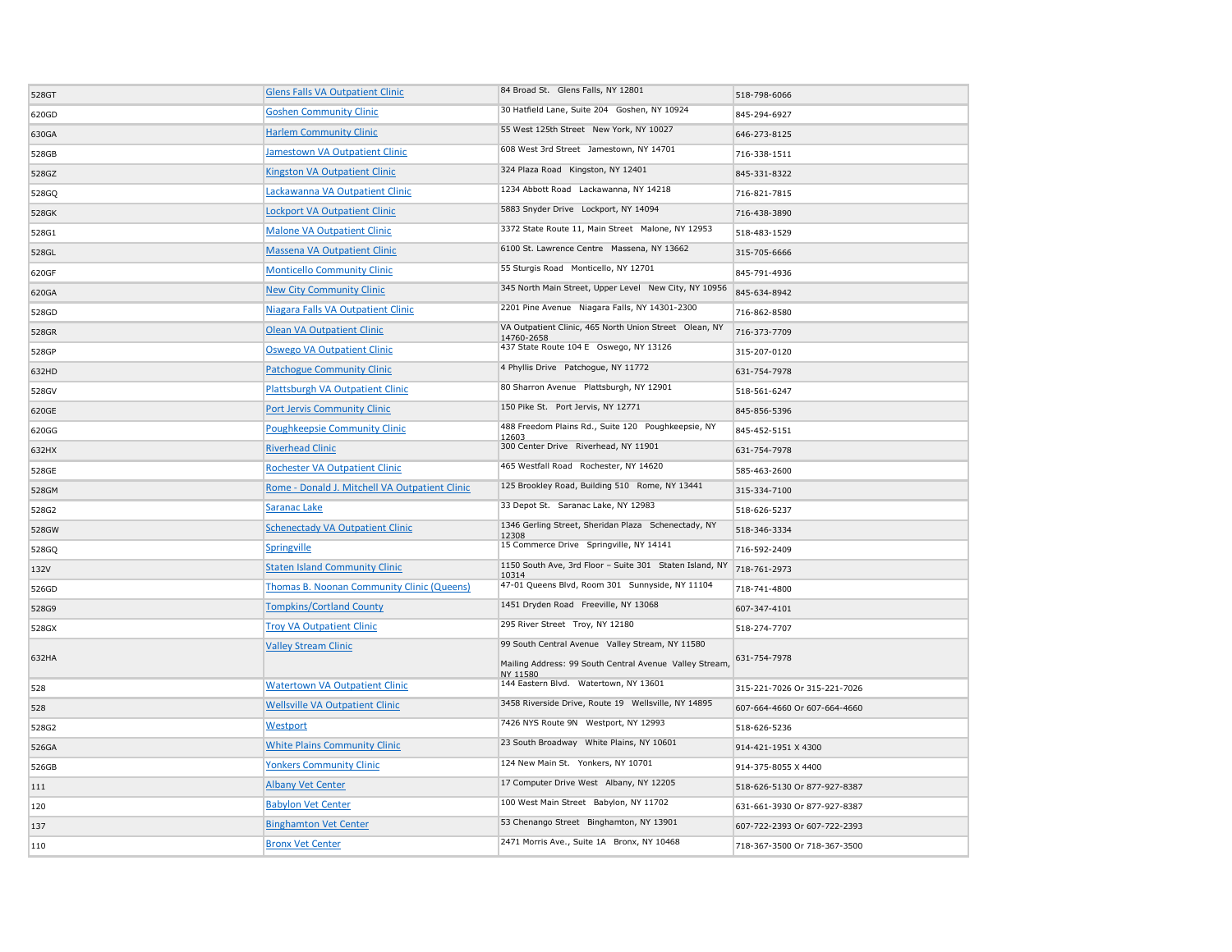| | | | |
|---|---|---|---|
| 528GT | Glens Falls VA Outpatient Clinic | 84 Broad St. Glens Falls, NY 12801 | 518-798-6066 |
| 620GD | Goshen Community Clinic | 30 Hatfield Lane, Suite 204 Goshen, NY 10924 | 845-294-6927 |
| 630GA | Harlem Community Clinic | 55 West 125th Street New York, NY 10027 | 646-273-8125 |
| 528GB | Jamestown VA Outpatient Clinic | 608 West 3rd Street Jamestown, NY 14701 | 716-338-1511 |
| 528GZ | Kingston VA Outpatient Clinic | 324 Plaza Road Kingston, NY 12401 | 845-331-8322 |
| 528GQ | Lackawanna VA Outpatient Clinic | 1234 Abbott Road Lackawanna, NY 14218 | 716-821-7815 |
| 528GK | Lockport VA Outpatient Clinic | 5883 Snyder Drive Lockport, NY 14094 | 716-438-3890 |
| 528G1 | Malone VA Outpatient Clinic | 3372 State Route 11, Main Street Malone, NY 12953 | 518-483-1529 |
| 528GL | Massena VA Outpatient Clinic | 6100 St. Lawrence Centre Massena, NY 13662 | 315-705-6666 |
| 620GF | Monticello Community Clinic | 55 Sturgis Road Monticello, NY 12701 | 845-791-4936 |
| 620GA | New City Community Clinic | 345 North Main Street, Upper Level New City, NY 10956 | 845-634-8942 |
| 528GD | Niagara Falls VA Outpatient Clinic | 2201 Pine Avenue Niagara Falls, NY 14301-2300 | 716-862-8580 |
| 528GR | Olean VA Outpatient Clinic | VA Outpatient Clinic, 465 North Union Street Olean, NY 14760-2658 | 716-373-7709 |
| 528GP | Oswego VA Outpatient Clinic | 437 State Route 104 E Oswego, NY 13126 | 315-207-0120 |
| 632HD | Patchogue Community Clinic | 4 Phyllis Drive Patchogue, NY 11772 | 631-754-7978 |
| 528GV | Plattsburgh VA Outpatient Clinic | 80 Sharron Avenue Plattsburgh, NY 12901 | 518-561-6247 |
| 620GE | Port Jervis Community Clinic | 150 Pike St. Port Jervis, NY 12771 | 845-856-5396 |
| 620GG | Poughkeepsie Community Clinic | 488 Freedom Plains Rd., Suite 120 Poughkeepsie, NY 12603 | 845-452-5151 |
| 632HX | Riverhead Clinic | 300 Center Drive Riverhead, NY 11901 | 631-754-7978 |
| 528GE | Rochester VA Outpatient Clinic | 465 Westfall Road Rochester, NY 14620 | 585-463-2600 |
| 528GM | Rome - Donald J. Mitchell VA Outpatient Clinic | 125 Brookley Road, Building 510 Rome, NY 13441 | 315-334-7100 |
| 528G2 | Saranac Lake | 33 Depot St. Saranac Lake, NY 12983 | 518-626-5237 |
| 528GW | Schenectady VA Outpatient Clinic | 1346 Gerling Street, Sheridan Plaza Schenectady, NY 12308 | 518-346-3334 |
| 528GQ | Springville | 15 Commerce Drive Springville, NY 14141 | 716-592-2409 |
| 132V | Staten Island Community Clinic | 1150 South Ave, 3rd Floor – Suite 301 Staten Island, NY 10314 | 718-761-2973 |
| 526GD | Thomas B. Noonan Community Clinic (Queens) | 47-01 Queens Blvd, Room 301 Sunnyside, NY 11104 | 718-741-4800 |
| 528G9 | Tompkins/Cortland County | 1451 Dryden Road Freeville, NY 13068 | 607-347-4101 |
| 528GX | Troy VA Outpatient Clinic | 295 River Street Troy, NY 12180 | 518-274-7707 |
| 632HA | Valley Stream Clinic | 99 South Central Avenue Valley Stream, NY 11580<br>Mailing Address: 99 South Central Avenue Valley Stream, NY 11580 | 631-754-7978 |
| 528 | Watertown VA Outpatient Clinic | 144 Eastern Blvd. Watertown, NY 13601 | 315-221-7026 Or 315-221-7026 |
| 528 | Wellsville VA Outpatient Clinic | 3458 Riverside Drive, Route 19 Wellsville, NY 14895 | 607-664-4660 Or 607-664-4660 |
| 528G2 | Westport | 7426 NYS Route 9N Westport, NY 12993 | 518-626-5236 |
| 526GA | White Plains Community Clinic | 23 South Broadway White Plains, NY 10601 | 914-421-1951 X 4300 |
| 526GB | Yonkers Community Clinic | 124 New Main St. Yonkers, NY 10701 | 914-375-8055 X 4400 |
| 111 | Albany Vet Center | 17 Computer Drive West Albany, NY 12205 | 518-626-5130 Or 877-927-8387 |
| 120 | Babylon Vet Center | 100 West Main Street Babylon, NY 11702 | 631-661-3930 Or 877-927-8387 |
| 137 | Binghamton Vet Center | 53 Chenango Street Binghamton, NY 13901 | 607-722-2393 Or 607-722-2393 |
| 110 | Bronx Vet Center | 2471 Morris Ave., Suite 1A Bronx, NY 10468 | 718-367-3500 Or 718-367-3500 |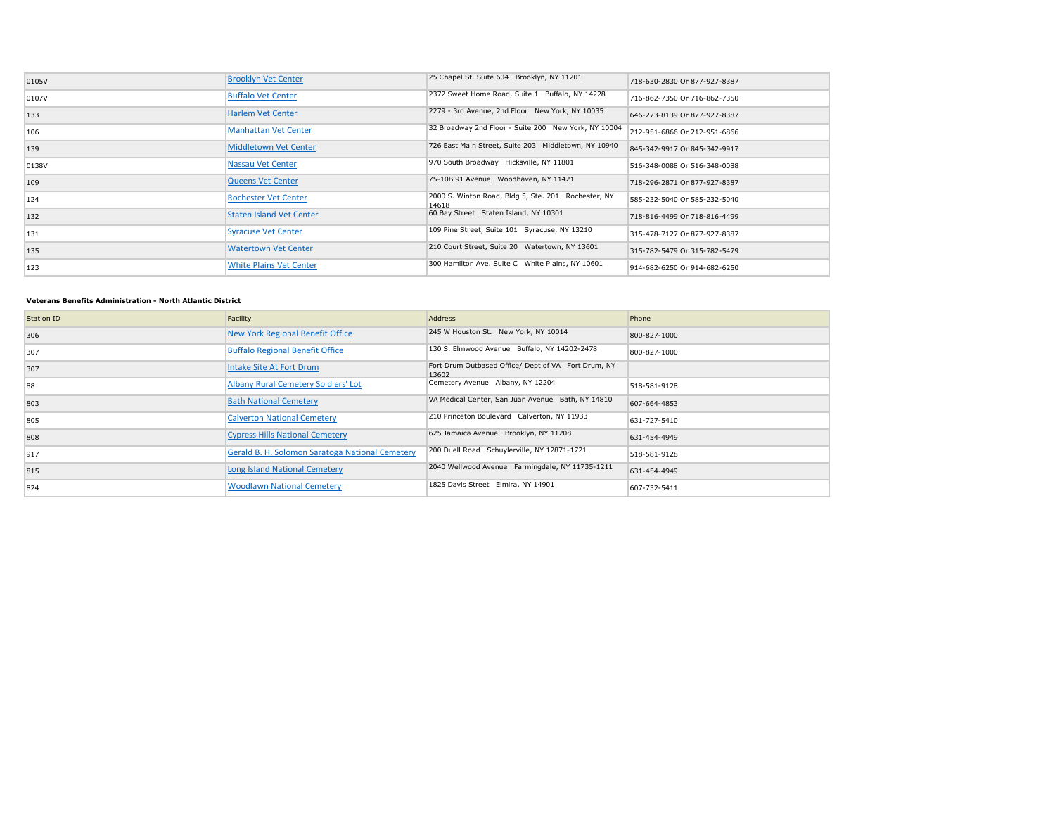| | | | |
|---|---|---|---|
| 0105V | Brooklyn Vet Center | 25 Chapel St. Suite 604 Brooklyn, NY 11201 | 718-630-2830 Or 877-927-8387 |
| 0107V | Buffalo Vet Center | 2372 Sweet Home Road, Suite 1 Buffalo, NY 14228 | 716-862-7350 Or 716-862-7350 |
| 133 | Harlem Vet Center | 2279 - 3rd Avenue, 2nd Floor New York, NY 10035 | 646-273-8139 Or 877-927-8387 |
| 106 | Manhattan Vet Center | 32 Broadway 2nd Floor - Suite 200 New York, NY 10004 | 212-951-6866 Or 212-951-6866 |
| 139 | Middletown Vet Center | 726 East Main Street, Suite 203 Middletown, NY 10940 | 845-342-9917 Or 845-342-9917 |
| 0138V | Nassau Vet Center | 970 South Broadway Hicksville, NY 11801 | 516-348-0088 Or 516-348-0088 |
| 109 | Queens Vet Center | 75-10B 91 Avenue Woodhaven, NY 11421 | 718-296-2871 Or 877-927-8387 |
| 124 | Rochester Vet Center | 2000 S. Winton Road, Bldg 5, Ste. 201 Rochester, NY 14618 | 585-232-5040 Or 585-232-5040 |
| 132 | Staten Island Vet Center | 60 Bay Street Staten Island, NY 10301 | 718-816-4499 Or 718-816-4499 |
| 131 | Syracuse Vet Center | 109 Pine Street, Suite 101 Syracuse, NY 13210 | 315-478-7127 Or 877-927-8387 |
| 135 | Watertown Vet Center | 210 Court Street, Suite 20 Watertown, NY 13601 | 315-782-5479 Or 315-782-5479 |
| 123 | White Plains Vet Center | 300 Hamilton Ave. Suite C White Plains, NY 10601 | 914-682-6250 Or 914-682-6250 |

**Veterans Benefits Administration - North Atlantic District**

| Station ID | Facility | Address | Phone |
|---|---|---|---|
| 306 | New York Regional Benefit Office | 245 W Houston St. New York, NY 10014 | 800-827-1000 |
| 307 | Buffalo Regional Benefit Office | 130 S. Elmwood Avenue Buffalo, NY 14202-2478 | 800-827-1000 |
| 307 | Intake Site At Fort Drum | Fort Drum Outbased Office/ Dept of VA Fort Drum, NY 13602 | |
| 88 | Albany Rural Cemetery Soldiers' Lot | Cemetery Avenue Albany, NY 12204 | 518-581-9128 |
| 803 | Bath National Cemetery | VA Medical Center, San Juan Avenue Bath, NY 14810 | 607-664-4853 |
| 805 | Calverton National Cemetery | 210 Princeton Boulevard Calverton, NY 11933 | 631-727-5410 |
| 808 | Cypress Hills National Cemetery | 625 Jamaica Avenue Brooklyn, NY 11208 | 631-454-4949 |
| 917 | Gerald B. H. Solomon Saratoga National Cemetery | 200 Duell Road Schuylerville, NY 12871-1721 | 518-581-9128 |
| 815 | Long Island National Cemetery | 2040 Wellwood Avenue Farmingdale, NY 11735-1211 | 631-454-4949 |
| 824 | Woodlawn National Cemetery | 1825 Davis Street Elmira, NY 14901 | 607-732-5411 |